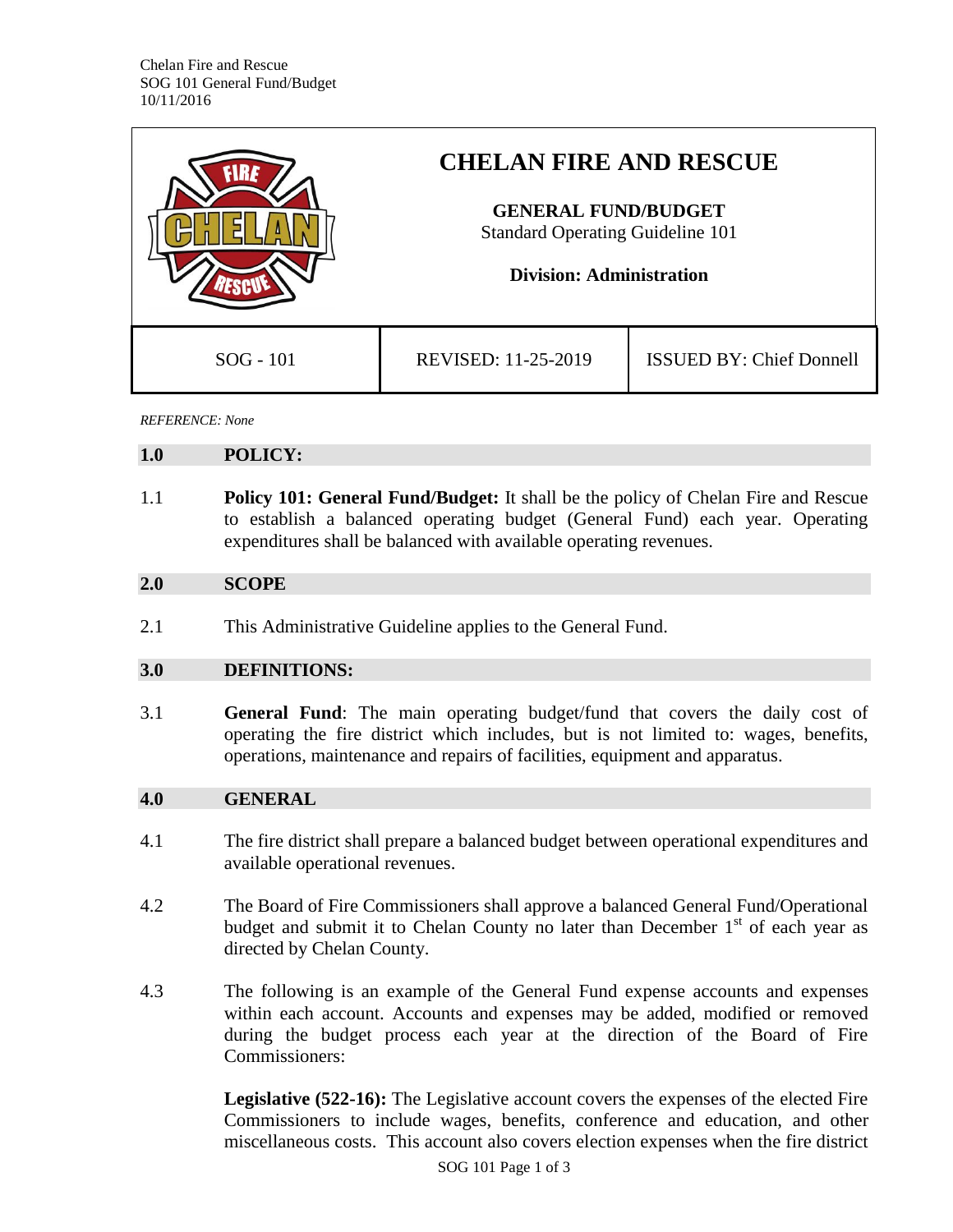# CHELAN FIRE AND RESCUE

**GENERAL FUND/BUDGET**
Standard Operating Guideline 101

**Division: Administration**

| SOG - 101 | REVISED: 11-25-2019 | ISSUED BY: Chief Donnell |
| --- | --- | --- |

*REFERENCE: None*

## 1.0 POLICY:

1.1 **Policy 101: General Fund/Budget:** It shall be the policy of Chelan Fire and Rescue to establish a balanced operating budget (General Fund) each year. Operating expenditures shall be balanced with available operating revenues.

## 2.0 SCOPE

2.1 This Administrative Guideline applies to the General Fund.

## 3.0 DEFINITIONS:

3.1 **General Fund**: The main operating budget/fund that covers the daily cost of operating the fire district which includes, but is not limited to: wages, benefits, operations, maintenance and repairs of facilities, equipment and apparatus.

## 4.0 GENERAL

4.1 The fire district shall prepare a balanced budget between operational expenditures and available operational revenues.

4.2 The Board of Fire Commissioners shall approve a balanced General Fund/Operational budget and submit it to Chelan County no later than December 1st of each year as directed by Chelan County.

4.3 The following is an example of the General Fund expense accounts and expenses within each account. Accounts and expenses may be added, modified or removed during the budget process each year at the direction of the Board of Fire Commissioners:

**Legislative (522-16):** The Legislative account covers the expenses of the elected Fire Commissioners to include wages, benefits, conference and education, and other miscellaneous costs. This account also covers election expenses when the fire district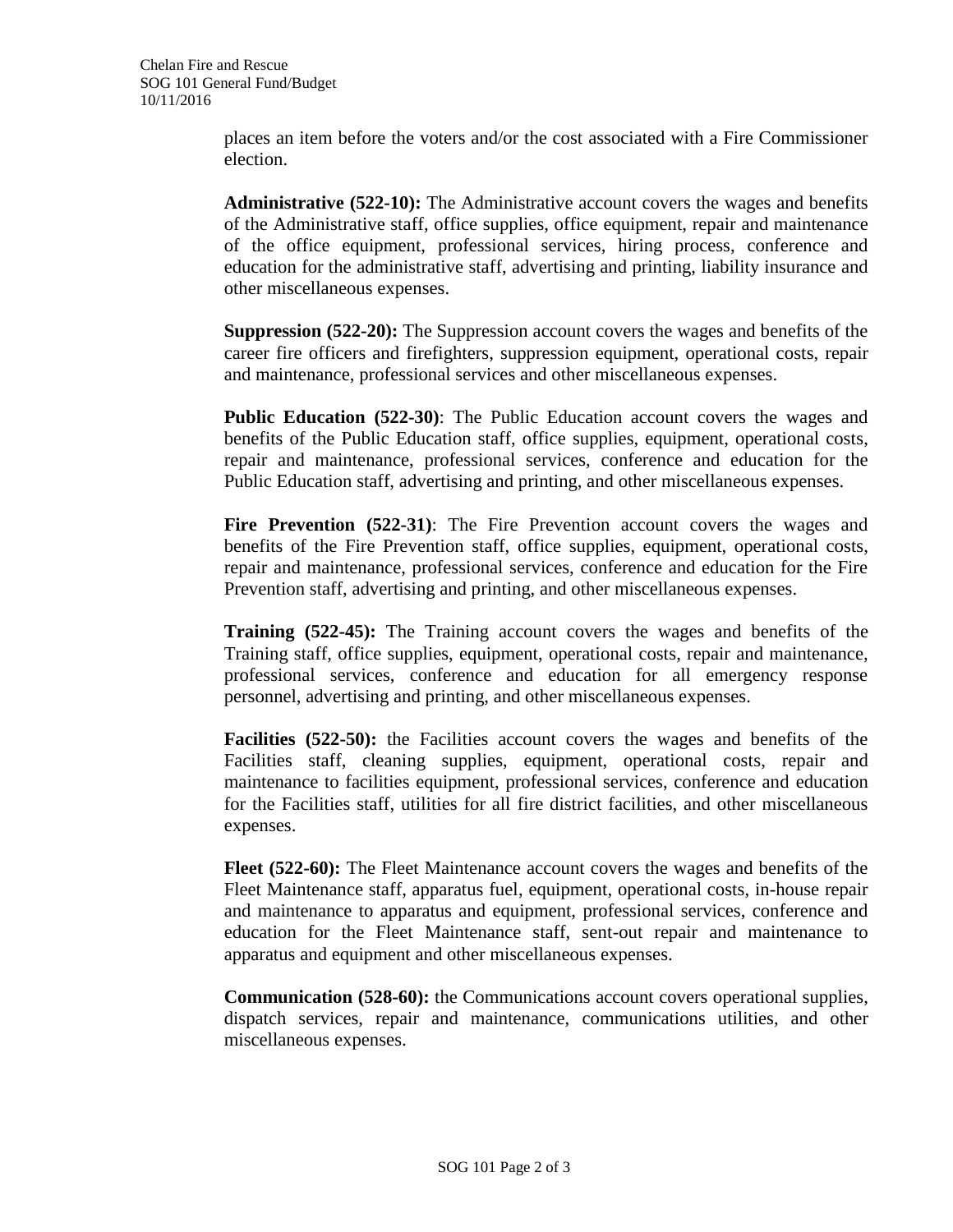places an item before the voters and/or the cost associated with a Fire Commissioner election.

**Administrative (522-10):** The Administrative account covers the wages and benefits of the Administrative staff, office supplies, office equipment, repair and maintenance of the office equipment, professional services, hiring process, conference and education for the administrative staff, advertising and printing, liability insurance and other miscellaneous expenses.

**Suppression (522-20):** The Suppression account covers the wages and benefits of the career fire officers and firefighters, suppression equipment, operational costs, repair and maintenance, professional services and other miscellaneous expenses.

**Public Education (522-30)**: The Public Education account covers the wages and benefits of the Public Education staff, office supplies, equipment, operational costs, repair and maintenance, professional services, conference and education for the Public Education staff, advertising and printing, and other miscellaneous expenses.

**Fire Prevention (522-31)**: The Fire Prevention account covers the wages and benefits of the Fire Prevention staff, office supplies, equipment, operational costs, repair and maintenance, professional services, conference and education for the Fire Prevention staff, advertising and printing, and other miscellaneous expenses.

**Training (522-45):** The Training account covers the wages and benefits of the Training staff, office supplies, equipment, operational costs, repair and maintenance, professional services, conference and education for all emergency response personnel, advertising and printing, and other miscellaneous expenses.

**Facilities (522-50):** the Facilities account covers the wages and benefits of the Facilities staff, cleaning supplies, equipment, operational costs, repair and maintenance to facilities equipment, professional services, conference and education for the Facilities staff, utilities for all fire district facilities, and other miscellaneous expenses.

**Fleet (522-60):** The Fleet Maintenance account covers the wages and benefits of the Fleet Maintenance staff, apparatus fuel, equipment, operational costs, in-house repair and maintenance to apparatus and equipment, professional services, conference and education for the Fleet Maintenance staff, sent-out repair and maintenance to apparatus and equipment and other miscellaneous expenses.

**Communication (528-60):** the Communications account covers operational supplies, dispatch services, repair and maintenance, communications utilities, and other miscellaneous expenses.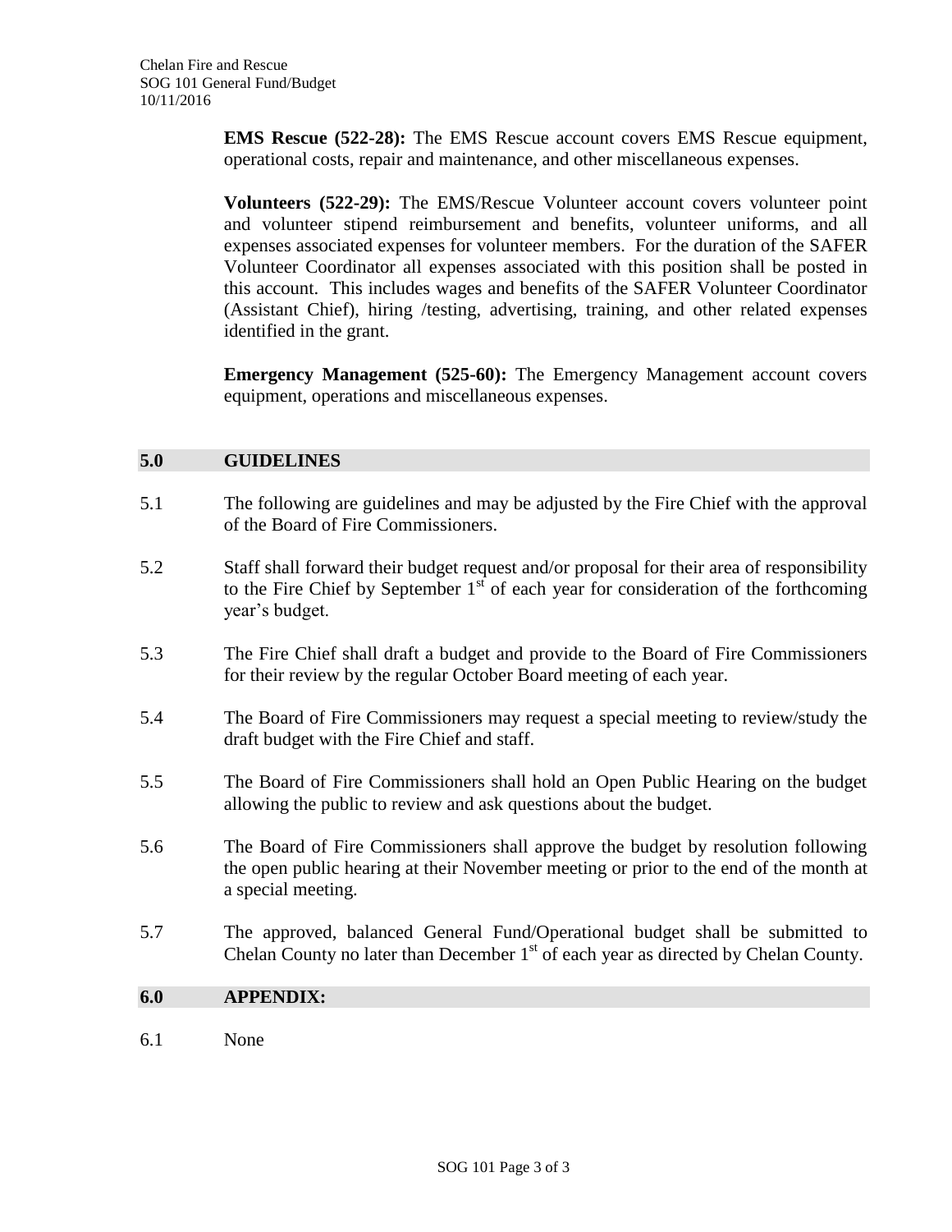**EMS Rescue (522-28):** The EMS Rescue account covers EMS Rescue equipment, operational costs, repair and maintenance, and other miscellaneous expenses.

**Volunteers (522-29):** The EMS/Rescue Volunteer account covers volunteer point and volunteer stipend reimbursement and benefits, volunteer uniforms, and all expenses associated expenses for volunteer members. For the duration of the SAFER Volunteer Coordinator all expenses associated with this position shall be posted in this account. This includes wages and benefits of the SAFER Volunteer Coordinator (Assistant Chief), hiring /testing, advertising, training, and other related expenses identified in the grant.

**Emergency Management (525-60):** The Emergency Management account covers equipment, operations and miscellaneous expenses.

## 5.0 GUIDELINES

5.1 The following are guidelines and may be adjusted by the Fire Chief with the approval of the Board of Fire Commissioners.

5.2 Staff shall forward their budget request and/or proposal for their area of responsibility to the Fire Chief by September 1st of each year for consideration of the forthcoming year's budget.

5.3 The Fire Chief shall draft a budget and provide to the Board of Fire Commissioners for their review by the regular October Board meeting of each year.

5.4 The Board of Fire Commissioners may request a special meeting to review/study the draft budget with the Fire Chief and staff.

5.5 The Board of Fire Commissioners shall hold an Open Public Hearing on the budget allowing the public to review and ask questions about the budget.

5.6 The Board of Fire Commissioners shall approve the budget by resolution following the open public hearing at their November meeting or prior to the end of the month at a special meeting.

5.7 The approved, balanced General Fund/Operational budget shall be submitted to Chelan County no later than December 1st of each year as directed by Chelan County.

## 6.0 APPENDIX:

6.1 None